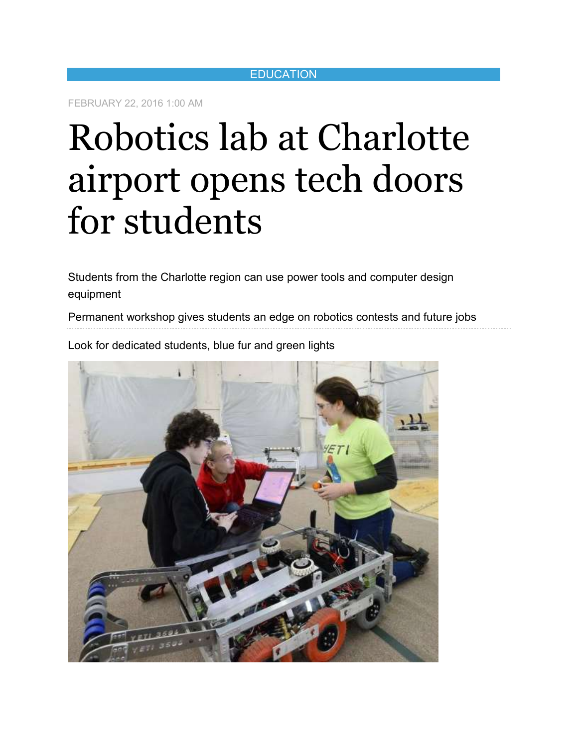EDUCATION

FEBRUARY 22, 2016 1:00 AM

# Robotics lab at Charlotte airport opens tech doors for students

Students from the Charlotte region can use power tools and computer design equipment

Permanent workshop gives students an edge on robotics contests and future jobs

Look for dedicated students, blue fur and green lights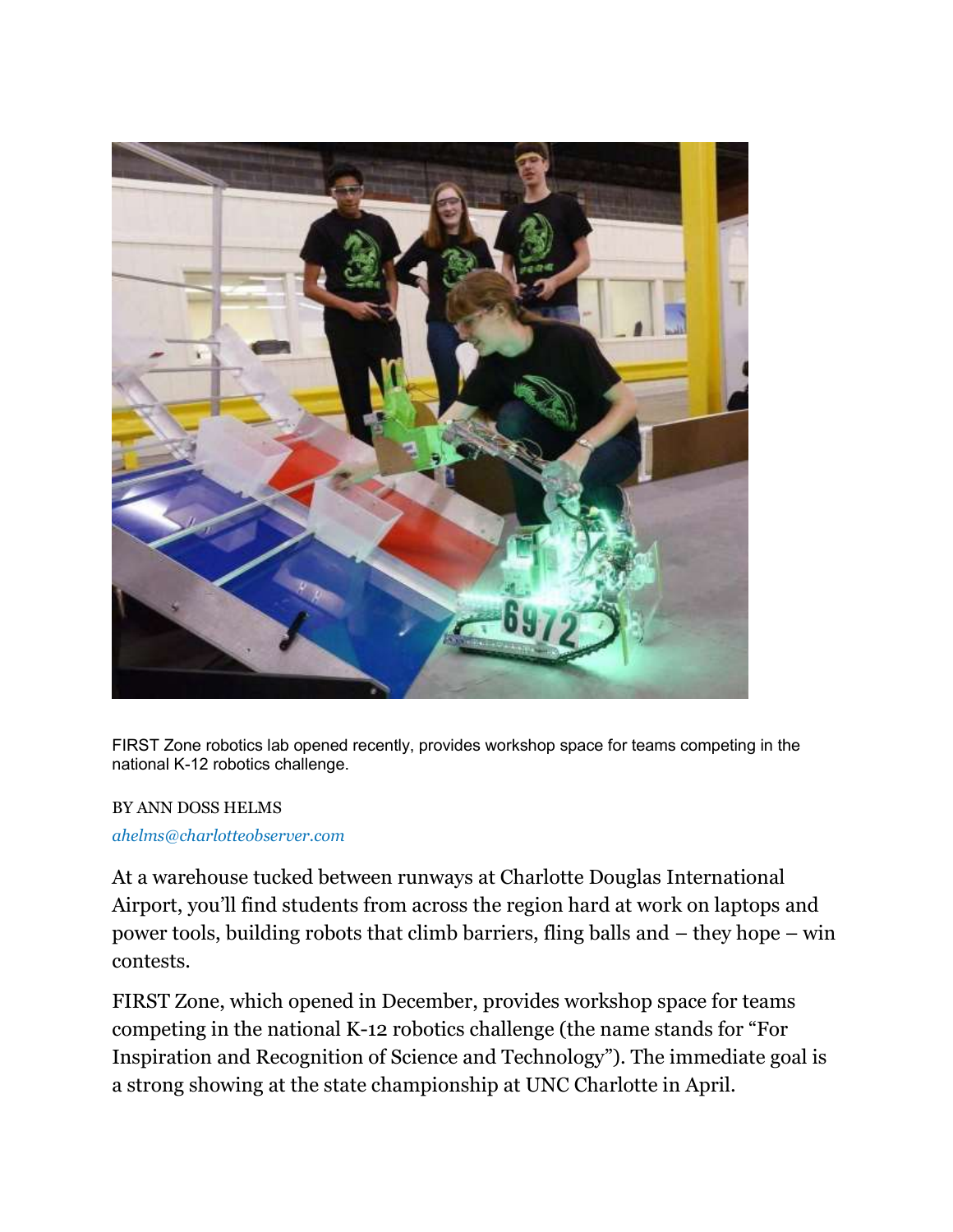FIRST Zone robotics lab opened recently, provides workshop space for teams competing in the national K-12 robotics challenge.

BY ANN DOSS HELMS

*ahelms@charlotteobserver.com*

At a warehouse tucked between runways at Charlotte Douglas International Airport, you'll find students from across the region hard at work on laptops and power tools, building robots that climb barriers, fling balls and – they hope – win contests.

FIRST Zone, which opened in December, provides workshop space for teams competing in the national K-12 robotics challenge (the name stands for "For Inspiration and Recognition of Science and Technology"). The immediate goal is a strong showing at the state championship at UNC Charlotte in April.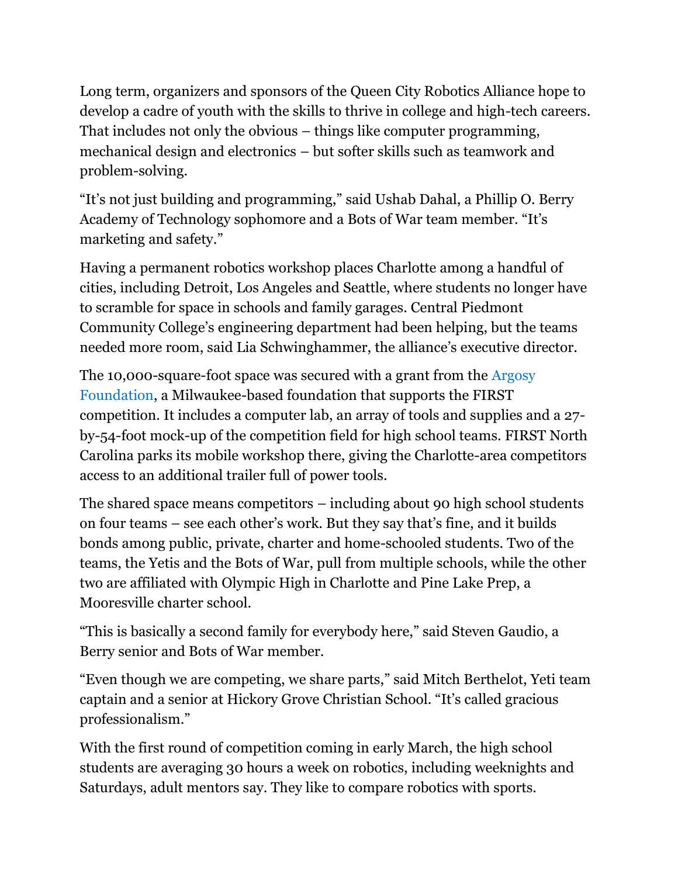Long term, organizers and sponsors of the Queen City Robotics Alliance hope to develop a cadre of youth with the skills to thrive in college and high-tech careers. That includes not only the obvious – things like computer programming, mechanical design and electronics – but softer skills such as teamwork and problem-solving.

"It's not just building and programming," said Ushab Dahal, a Phillip O. Berry Academy of Technology sophomore and a Bots of War team member. "It's marketing and safety."

Having a permanent robotics workshop places Charlotte among a handful of cities, including Detroit, Los Angeles and Seattle, where students no longer have to scramble for space in schools and family garages. Central Piedmont Community College's engineering department had been helping, but the teams needed more room, said Lia Schwinghammer, the alliance's executive director.

The 10,000-square-foot space was secured with a grant from the Argosy Foundation, a Milwaukee-based foundation that supports the FIRST competition. It includes a computer lab, an array of tools and supplies and a 27-by-54-foot mock-up of the competition field for high school teams. FIRST North Carolina parks its mobile workshop there, giving the Charlotte-area competitors access to an additional trailer full of power tools.

The shared space means competitors – including about 90 high school students on four teams – see each other's work. But they say that's fine, and it builds bonds among public, private, charter and home-schooled students. Two of the teams, the Yetis and the Bots of War, pull from multiple schools, while the other two are affiliated with Olympic High in Charlotte and Pine Lake Prep, a Mooresville charter school.

"This is basically a second family for everybody here," said Steven Gaudio, a Berry senior and Bots of War member.

"Even though we are competing, we share parts," said Mitch Berthelot, Yeti team captain and a senior at Hickory Grove Christian School. "It's called gracious professionalism."

With the first round of competition coming in early March, the high school students are averaging 30 hours a week on robotics, including weeknights and Saturdays, adult mentors say. They like to compare robotics with sports.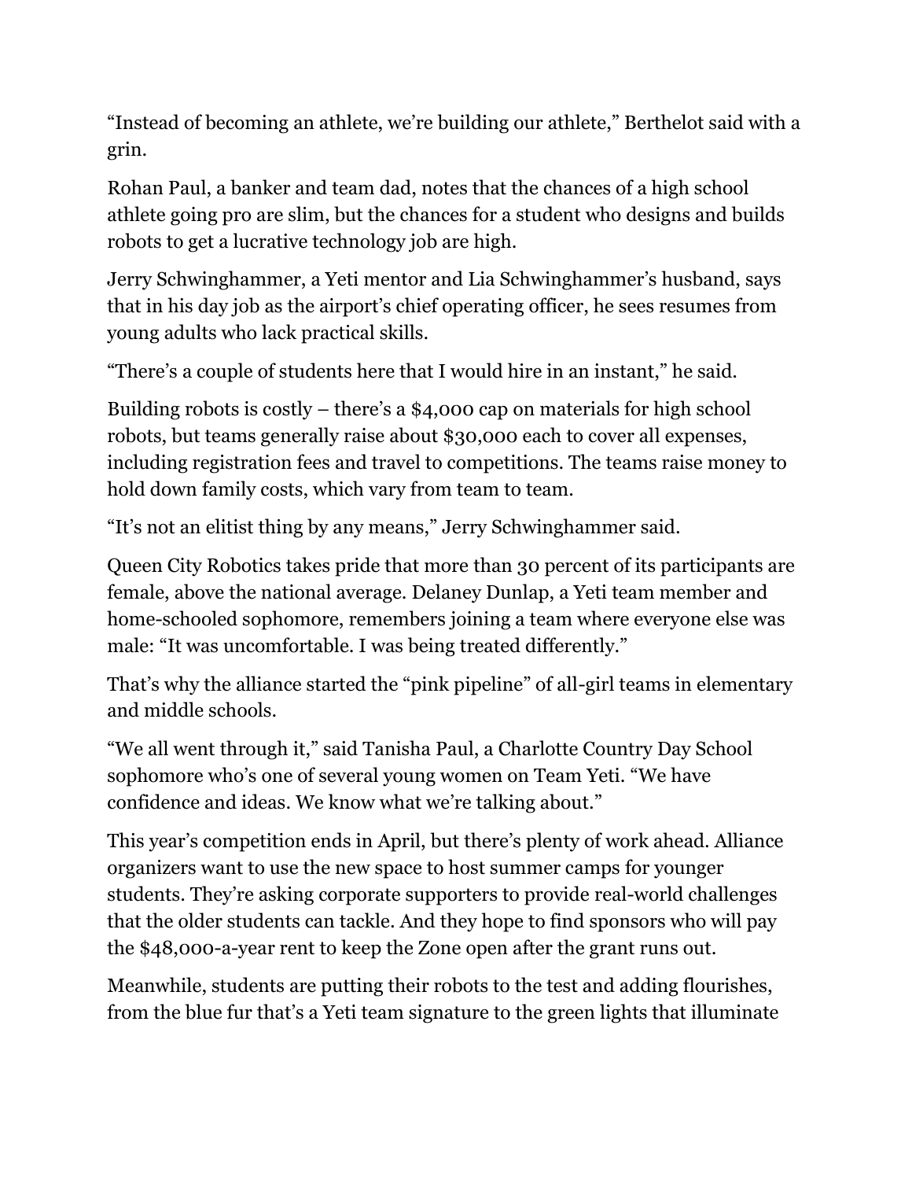"Instead of becoming an athlete, we're building our athlete," Berthelot said with a grin.

Rohan Paul, a banker and team dad, notes that the chances of a high school athlete going pro are slim, but the chances for a student who designs and builds robots to get a lucrative technology job are high.

Jerry Schwinghammer, a Yeti mentor and Lia Schwinghammer's husband, says that in his day job as the airport's chief operating officer, he sees resumes from young adults who lack practical skills.

"There's a couple of students here that I would hire in an instant," he said.

Building robots is costly – there's a $4,000 cap on materials for high school robots, but teams generally raise about $30,000 each to cover all expenses, including registration fees and travel to competitions. The teams raise money to hold down family costs, which vary from team to team.

"It's not an elitist thing by any means," Jerry Schwinghammer said.

Queen City Robotics takes pride that more than 30 percent of its participants are female, above the national average. Delaney Dunlap, a Yeti team member and home-schooled sophomore, remembers joining a team where everyone else was male: "It was uncomfortable. I was being treated differently."

That's why the alliance started the "pink pipeline" of all-girl teams in elementary and middle schools.

"We all went through it," said Tanisha Paul, a Charlotte Country Day School sophomore who's one of several young women on Team Yeti. "We have confidence and ideas. We know what we're talking about."

This year's competition ends in April, but there's plenty of work ahead. Alliance organizers want to use the new space to host summer camps for younger students. They're asking corporate supporters to provide real-world challenges that the older students can tackle. And they hope to find sponsors who will pay the $48,000-a-year rent to keep the Zone open after the grant runs out.

Meanwhile, students are putting their robots to the test and adding flourishes, from the blue fur that's a Yeti team signature to the green lights that illuminate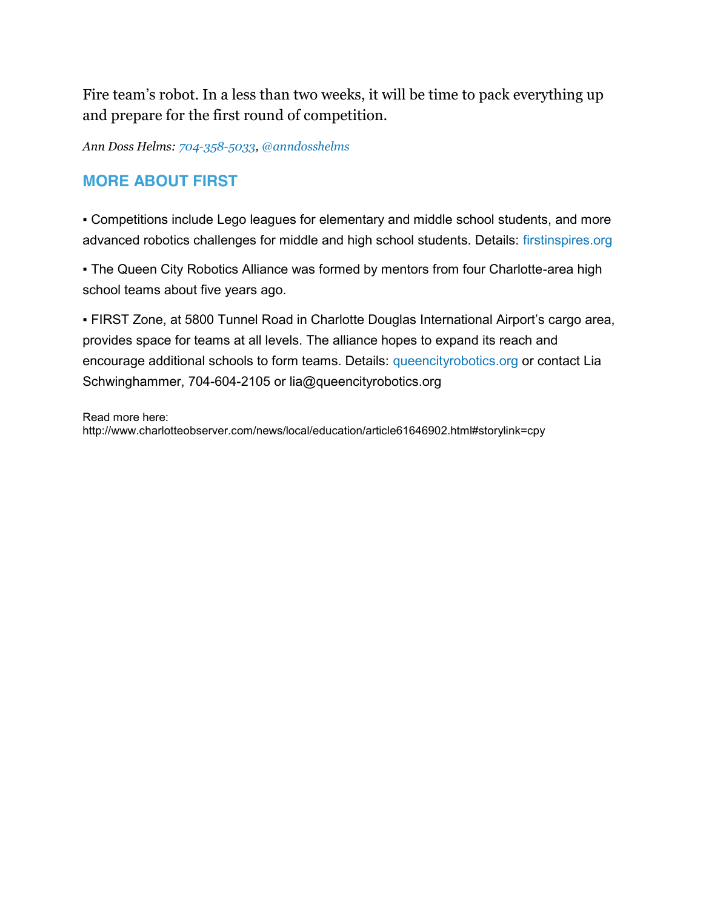Fire team's robot. In a less than two weeks, it will be time to pack everything up and prepare for the first round of competition.

*Ann Doss Helms: 704-358-5033, @anndosshelms*

## MORE ABOUT FIRST

▪ Competitions include Lego leagues for elementary and middle school students, and more advanced robotics challenges for middle and high school students. Details: firstinspires.org

▪ The Queen City Robotics Alliance was formed by mentors from four Charlotte-area high school teams about five years ago.

▪ FIRST Zone, at 5800 Tunnel Road in Charlotte Douglas International Airport's cargo area, provides space for teams at all levels. The alliance hopes to expand its reach and encourage additional schools to form teams. Details: queencityrobotics.org or contact Lia Schwinghammer, 704-604-2105 or lia@queencityrobotics.org

Read more here:
http://www.charlotteobserver.com/news/local/education/article61646902.html#storylink=cpy